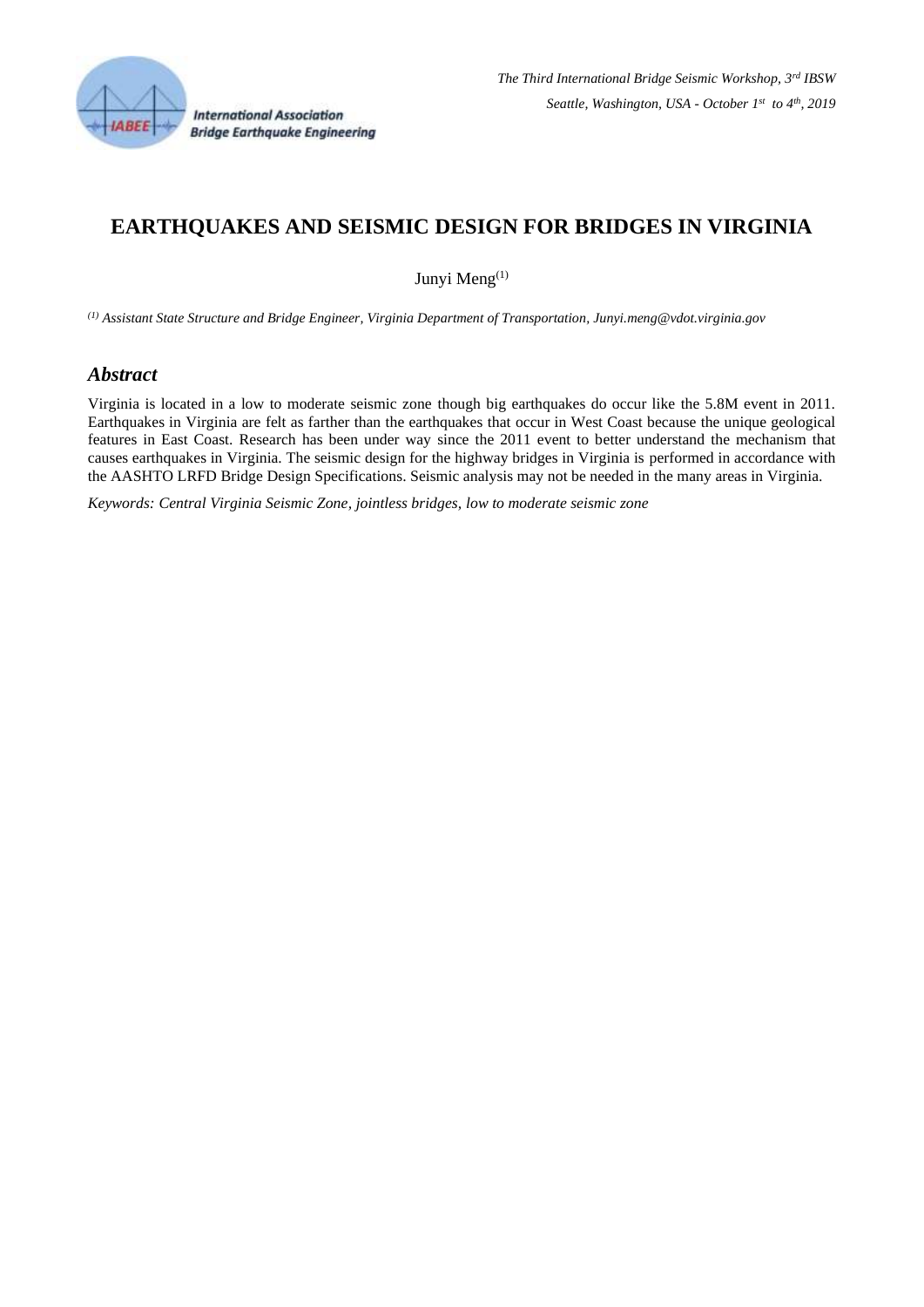# EARTHQUAKES AND SEISMIC DESIGN FOR BRIDGES IN VIRGINIA

Junyi Meng[1]

*[1] Assistant State Structure and Bridge Engineer, Virginia Department of Transportation, Junyi.meng@vdot.virginia.gov*

## *Abstract*

Virginia is located in a low to moderate seismic zone though big earthquakes do occur like the 5.8M event in 2011. Earthquakes in Virginia are felt as farther than the earthquakes that occur in West Coast because the unique geological features in East Coast. Research has been under way since the 2011 event to better understand the mechanism that causes earthquakes in Virginia. The seismic design for the highway bridges in Virginia is performed in accordance with the AASHTO LRFD Bridge Design Specifications. Seismic analysis may not be needed in the many areas in Virginia.

*Keywords: Central Virginia Seismic Zone, jointless bridges, low to moderate seismic zone*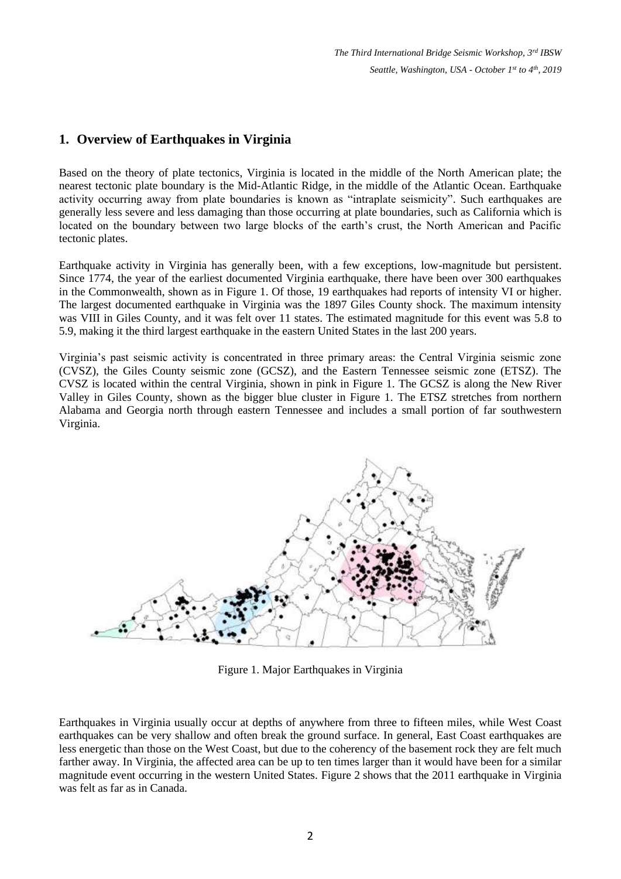## 1. Overview of Earthquakes in Virginia

Based on the theory of plate tectonics, Virginia is located in the middle of the North American plate; the nearest tectonic plate boundary is the Mid-Atlantic Ridge, in the middle of the Atlantic Ocean. Earthquake activity occurring away from plate boundaries is known as "intraplate seismicity". Such earthquakes are generally less severe and less damaging than those occurring at plate boundaries, such as California which is located on the boundary between two large blocks of the earth's crust, the North American and Pacific tectonic plates.

Earthquake activity in Virginia has generally been, with a few exceptions, low-magnitude but persistent. Since 1774, the year of the earliest documented Virginia earthquake, there have been over 300 earthquakes in the Commonwealth, shown as in Figure 1. Of those, 19 earthquakes had reports of intensity VI or higher. The largest documented earthquake in Virginia was the 1897 Giles County shock. The maximum intensity was VIII in Giles County, and it was felt over 11 states. The estimated magnitude for this event was 5.8 to 5.9, making it the third largest earthquake in the eastern United States in the last 200 years.

Virginia's past seismic activity is concentrated in three primary areas: the Central Virginia seismic zone (CVSZ), the Giles County seismic zone (GCSZ), and the Eastern Tennessee seismic zone (ETSZ). The CVSZ is located within the central Virginia, shown in pink in Figure 1. The GCSZ is along the New River Valley in Giles County, shown as the bigger blue cluster in Figure 1. The ETSZ stretches from northern Alabama and Georgia north through eastern Tennessee and includes a small portion of far southwestern Virginia.

Figure 1. Major Earthquakes in Virginia

Earthquakes in Virginia usually occur at depths of anywhere from three to fifteen miles, while West Coast earthquakes can be very shallow and often break the ground surface. In general, East Coast earthquakes are less energetic than those on the West Coast, but due to the coherency of the basement rock they are felt much farther away. In Virginia, the affected area can be up to ten times larger than it would have been for a similar magnitude event occurring in the western United States. Figure 2 shows that the 2011 earthquake in Virginia was felt as far as in Canada.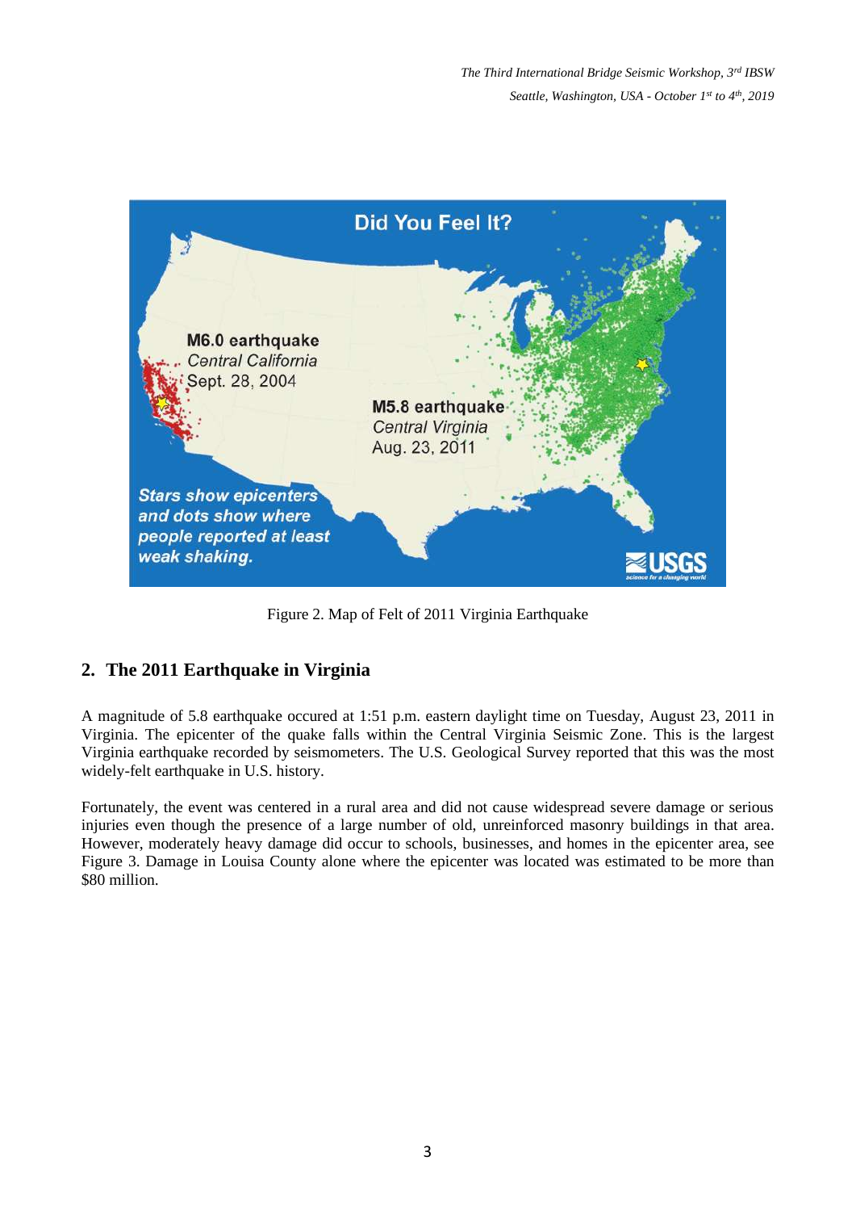Figure 2. Map of Felt of 2011 Virginia Earthquake

## 2. The 2011 Earthquake in Virginia

A magnitude of 5.8 earthquake occured at 1:51 p.m. eastern daylight time on Tuesday, August 23, 2011 in Virginia. The epicenter of the quake falls within the Central Virginia Seismic Zone. This is the largest Virginia earthquake recorded by seismometers. The U.S. Geological Survey reported that this was the most widely-felt earthquake in U.S. history.

Fortunately, the event was centered in a rural area and did not cause widespread severe damage or serious injuries even though the presence of a large number of old, unreinforced masonry buildings in that area. However, moderately heavy damage did occur to schools, businesses, and homes in the epicenter area, see Figure 3. Damage in Louisa County alone where the epicenter was located was estimated to be more than $80 million.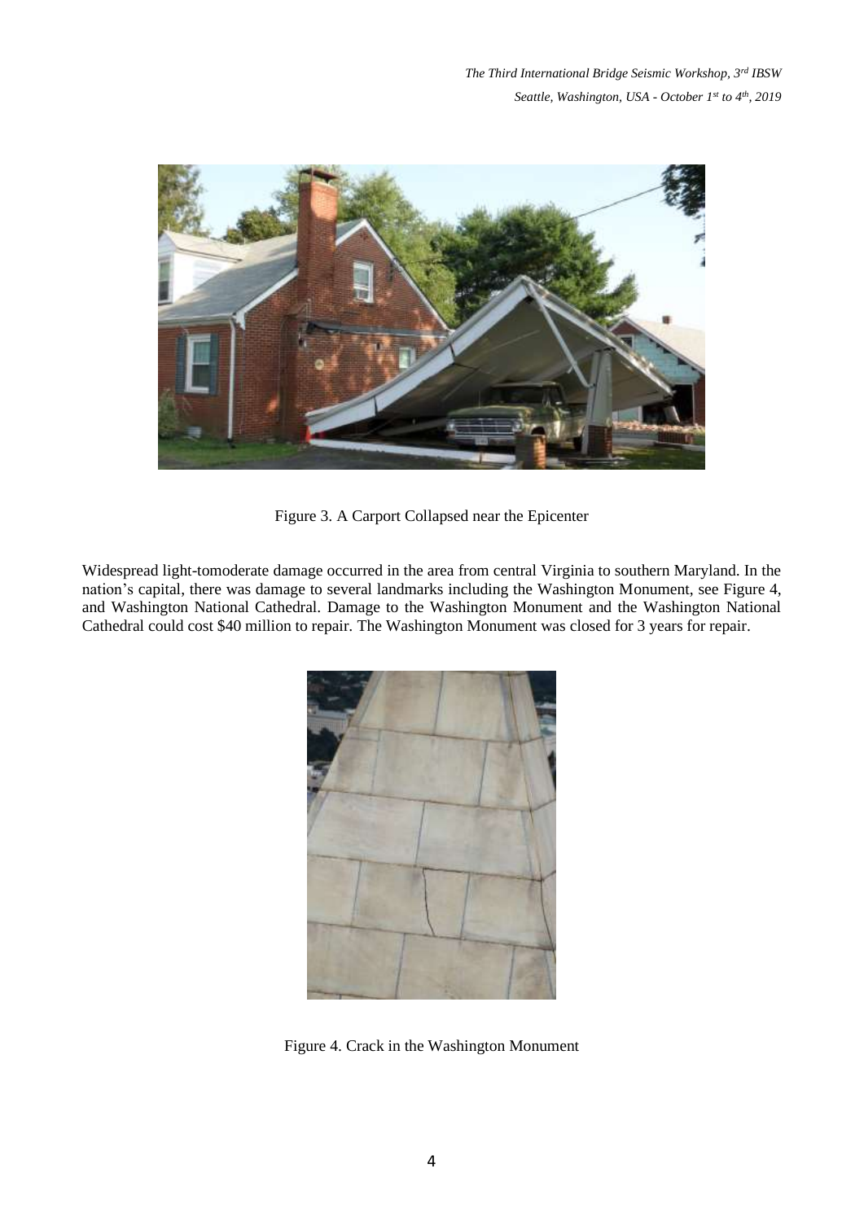Figure 3. A Carport Collapsed near the Epicenter

Widespread light-tomoderate damage occurred in the area from central Virginia to southern Maryland. In the nation's capital, there was damage to several landmarks including the Washington Monument, see Figure 4, and Washington National Cathedral. Damage to the Washington Monument and the Washington National Cathedral could cost $40 million to repair. The Washington Monument was closed for 3 years for repair.

Figure 4. Crack in the Washington Monument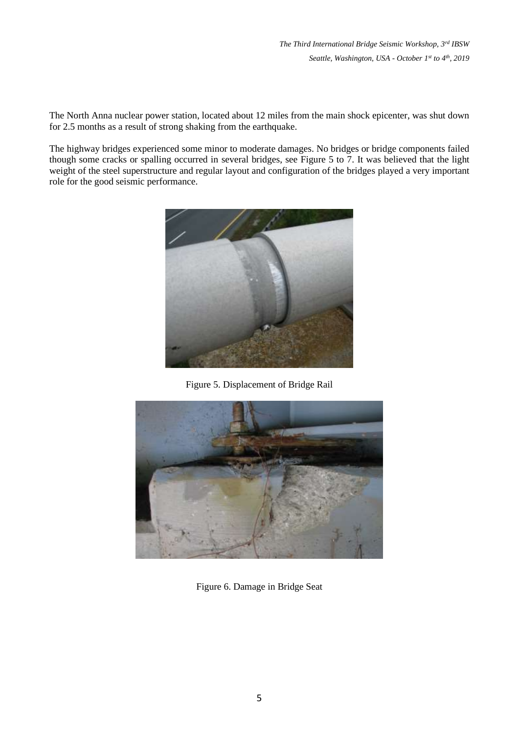The North Anna nuclear power station, located about 12 miles from the main shock epicenter, was shut down for 2.5 months as a result of strong shaking from the earthquake.

The highway bridges experienced some minor to moderate damages. No bridges or bridge components failed though some cracks or spalling occurred in several bridges, see Figure 5 to 7. It was believed that the light weight of the steel superstructure and regular layout and configuration of the bridges played a very important role for the good seismic performance.

Figure 5. Displacement of Bridge Rail

Figure 6. Damage in Bridge Seat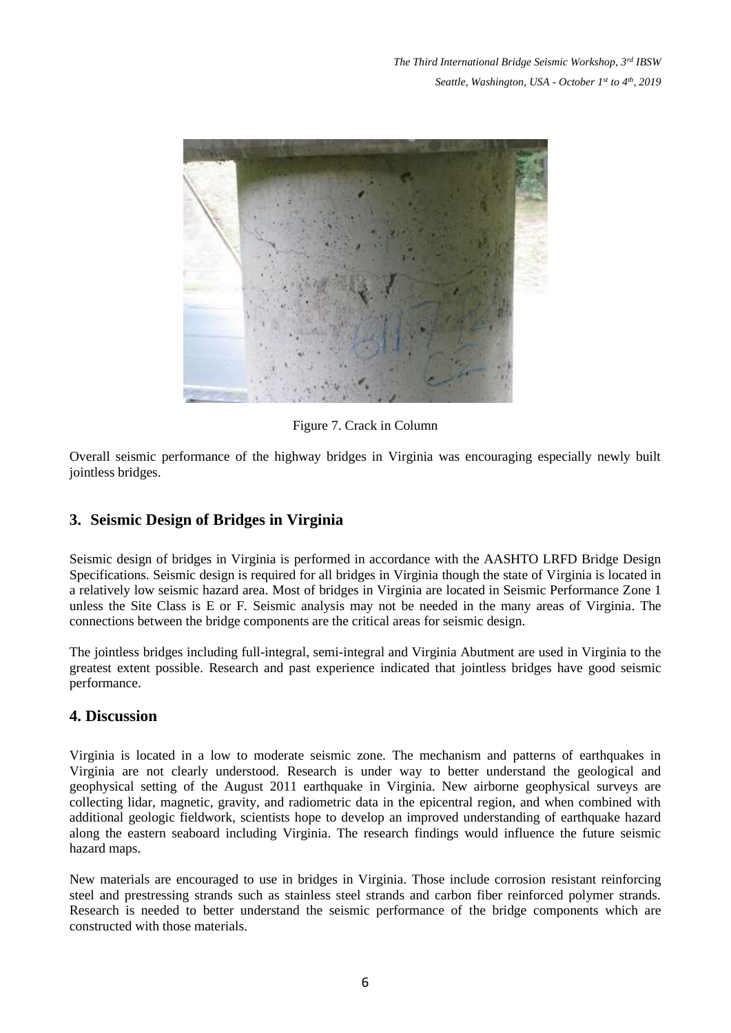Figure 7. Crack in Column

Overall seismic performance of the highway bridges in Virginia was encouraging especially newly built jointless bridges.

## 3. Seismic Design of Bridges in Virginia

Seismic design of bridges in Virginia is performed in accordance with the AASHTO LRFD Bridge Design Specifications. Seismic design is required for all bridges in Virginia though the state of Virginia is located in a relatively low seismic hazard area. Most of bridges in Virginia are located in Seismic Performance Zone 1 unless the Site Class is E or F. Seismic analysis may not be needed in the many areas of Virginia. The connections between the bridge components are the critical areas for seismic design.

The jointless bridges including full-integral, semi-integral and Virginia Abutment are used in Virginia to the greatest extent possible. Research and past experience indicated that jointless bridges have good seismic performance.

## 4. Discussion

Virginia is located in a low to moderate seismic zone. The mechanism and patterns of earthquakes in Virginia are not clearly understood. Research is under way to better understand the geological and geophysical setting of the August 2011 earthquake in Virginia. New airborne geophysical surveys are collecting lidar, magnetic, gravity, and radiometric data in the epicentral region, and when combined with additional geologic fieldwork, scientists hope to develop an improved understanding of earthquake hazard along the eastern seaboard including Virginia. The research findings would influence the future seismic hazard maps.

New materials are encouraged to use in bridges in Virginia. Those include corrosion resistant reinforcing steel and prestressing strands such as stainless steel strands and carbon fiber reinforced polymer strands. Research is needed to better understand the seismic performance of the bridge components which are constructed with those materials.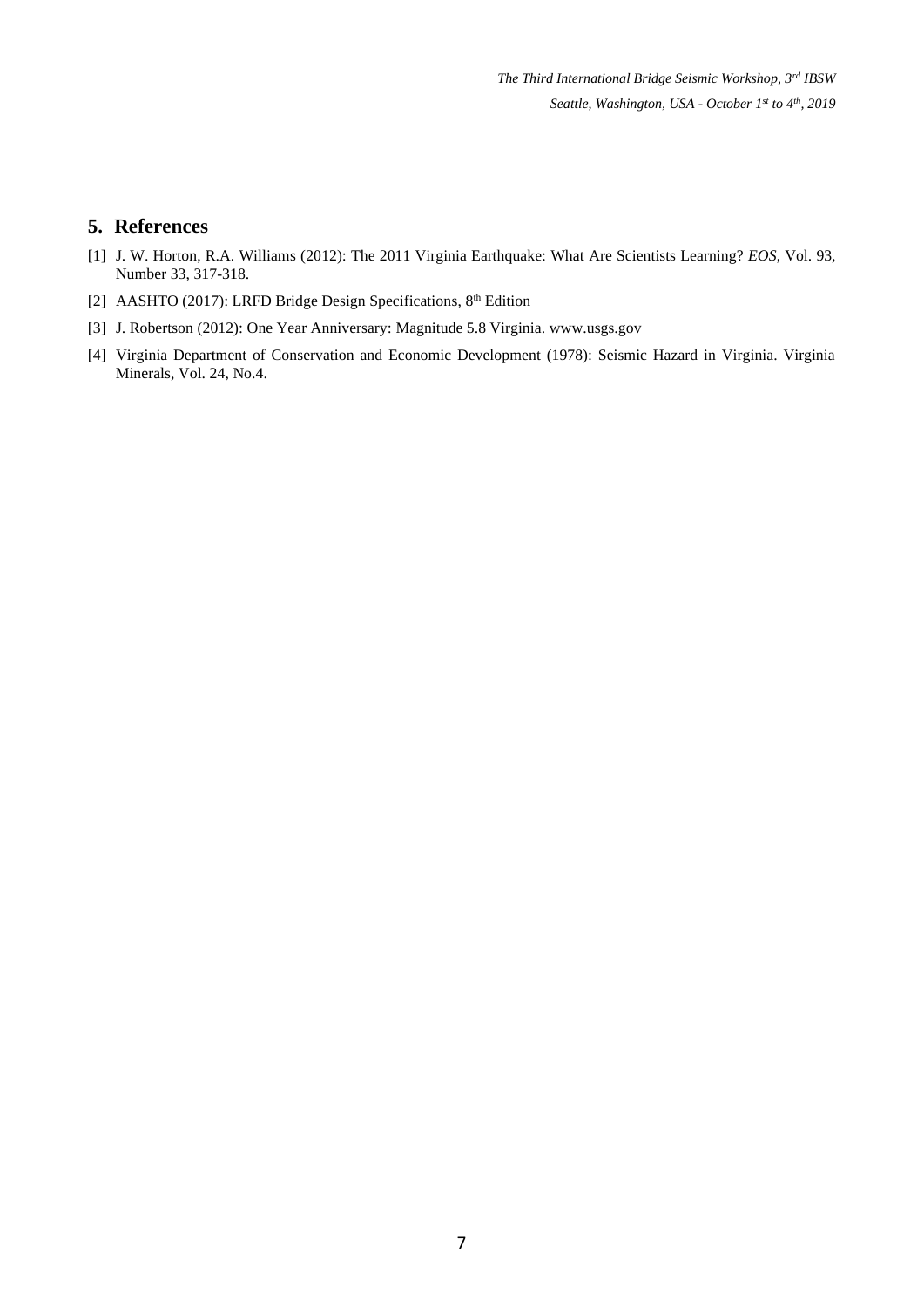## 5. References

[1] J. W. Horton, R.A. Williams (2012): The 2011 Virginia Earthquake: What Are Scientists Learning? *EOS*, Vol. 93, Number 33, 317-318.

[2] AASHTO (2017): LRFD Bridge Design Specifications, 8th Edition

[3] J. Robertson (2012): One Year Anniversary: Magnitude 5.8 Virginia. www.usgs.gov

[4] Virginia Department of Conservation and Economic Development (1978): Seismic Hazard in Virginia. Virginia Minerals, Vol. 24, No.4.